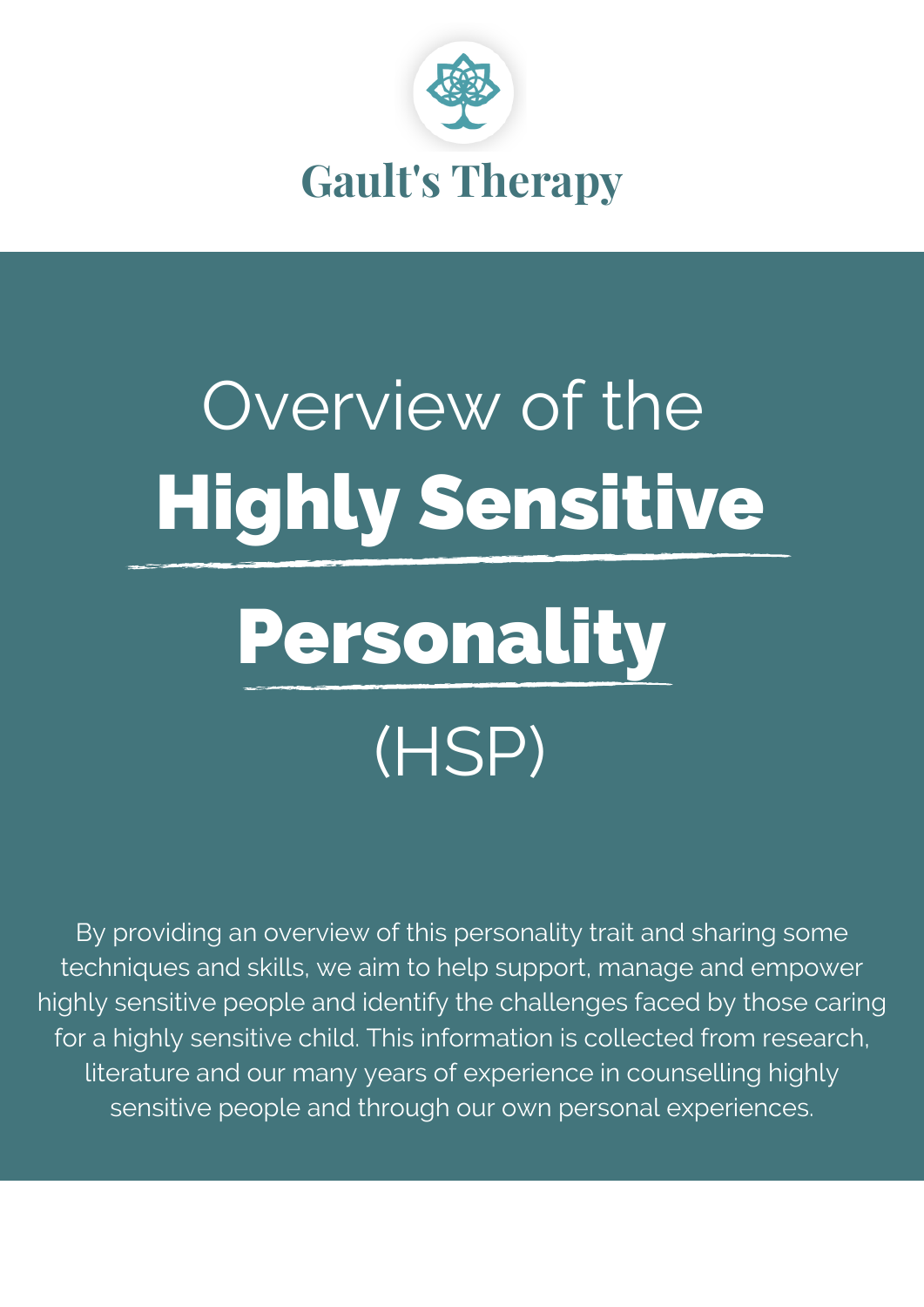Gault's Therapy

# Overview of the Highly Sensitive Personality (HSP)

By providing an overview of this personality trait and sharing some techniques and skills, we aim to help support, manage and empower highly sensitive people and identify the challenges faced by those caring for a highly sensitive child. This information is collected from research, literature and our many years of experience in counselling highly sensitive people and through our own personal experiences.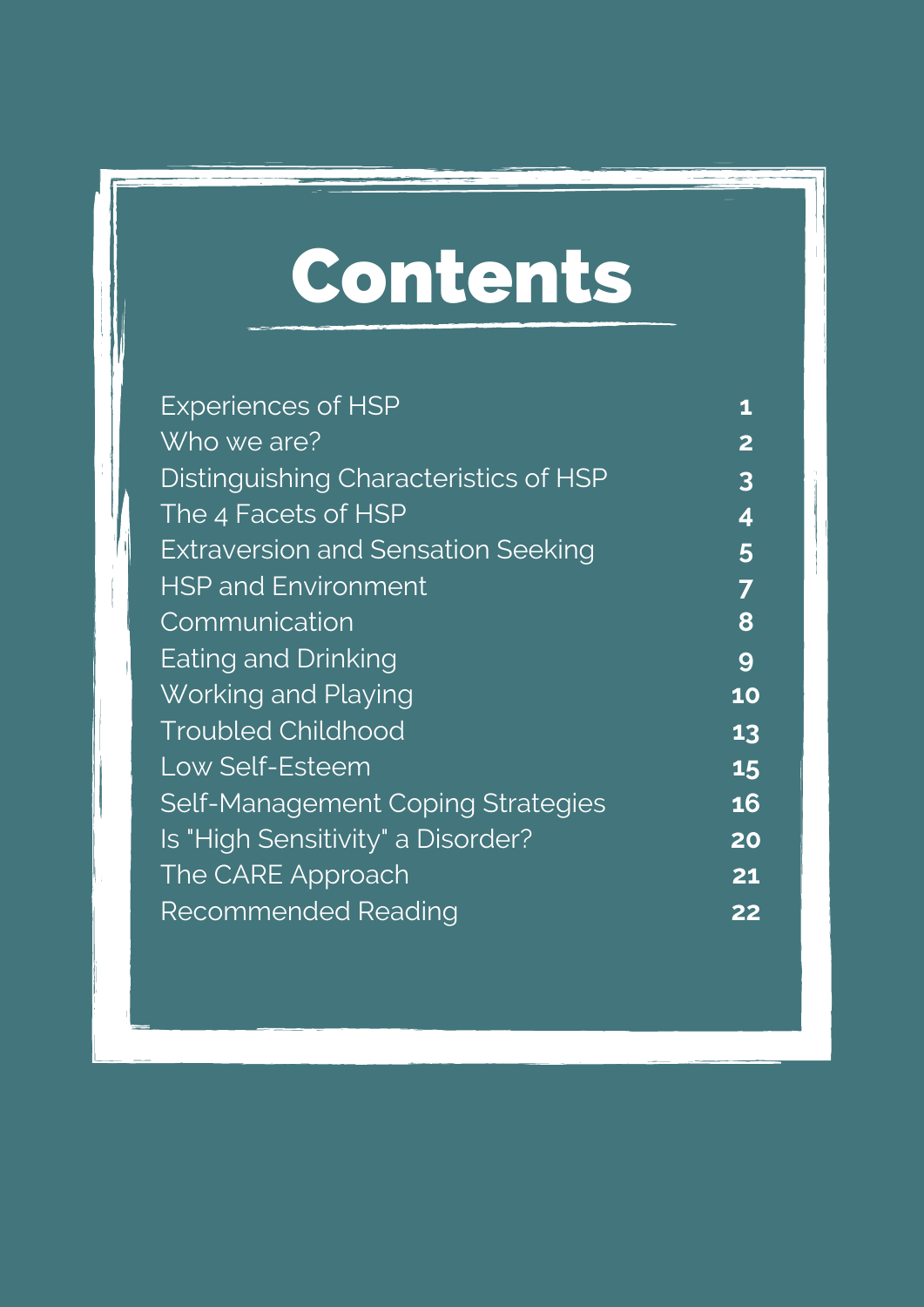# Contents

| | |
|---|---|
| Experiences of HSP | 1 |
| Who we are? | 2 |
| Distinguishing Characteristics of HSP | 3 |
| The 4 Facets of HSP | 4 |
| Extraversion and Sensation Seeking | 5 |
| HSP and Environment | 7 |
| Communication | 8 |
| Eating and Drinking | 9 |
| Working and Playing | 10 |
| Troubled Childhood | 13 |
| Low Self-Esteem | 15 |
| Self-Management Coping Strategies | 16 |
| Is "High Sensitivity" a Disorder? | 20 |
| The CARE Approach | 21 |
| Recommended Reading | 22 |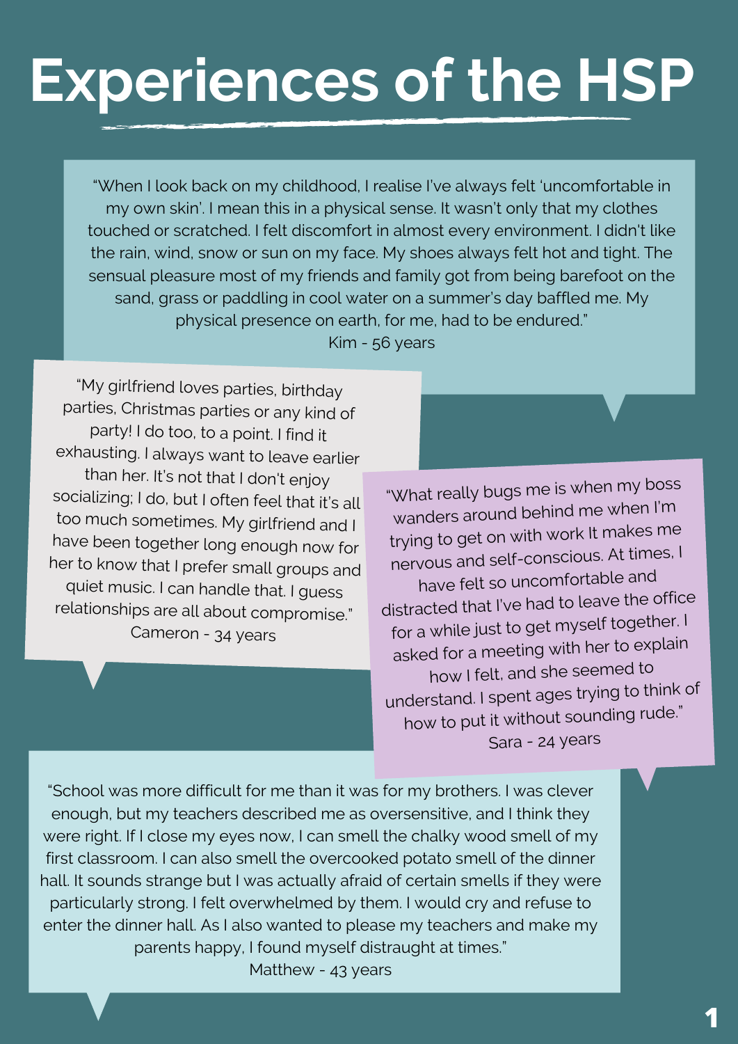# Experiences of the HSP

"When I look back on my childhood, I realise I've always felt 'uncomfortable in my own skin'. I mean this in a physical sense. It wasn't only that my clothes touched or scratched. I felt discomfort in almost every environment. I didn't like the rain, wind, snow or sun on my face. My shoes always felt hot and tight. The sensual pleasure most of my friends and family got from being barefoot on the sand, grass or paddling in cool water on a summer's day baffled me. My physical presence on earth, for me, had to be endured."

Kim - 56 years

"My girlfriend loves parties, birthday parties, Christmas parties or any kind of party! I do too, to a point. I find it exhausting. I always want to leave earlier than her. It's not that I don't enjoy socializing; I do, but I often feel that it's all too much sometimes. My girlfriend and I have been together long enough now for her to know that I prefer small groups and quiet music. I can handle that. I guess relationships are all about compromise."

Cameron - 34 years

"What really bugs me is when my boss wanders around behind me when I'm trying to get on with work It makes me nervous and self-conscious. At times, I have felt so uncomfortable and distracted that I've had to leave the office for a while just to get myself together. I asked for a meeting with her to explain how I felt, and she seemed to understand. I spent ages trying to think of how to put it without sounding rude."

Sara - 24 years

"School was more difficult for me than it was for my brothers. I was clever enough, but my teachers described me as oversensitive, and I think they were right. If I close my eyes now, I can smell the chalky wood smell of my first classroom. I can also smell the overcooked potato smell of the dinner hall. It sounds strange but I was actually afraid of certain smells if they were particularly strong. I felt overwhelmed by them. I would cry and refuse to enter the dinner hall. As I also wanted to please my teachers and make my parents happy, I found myself distraught at times."

Matthew - 43 years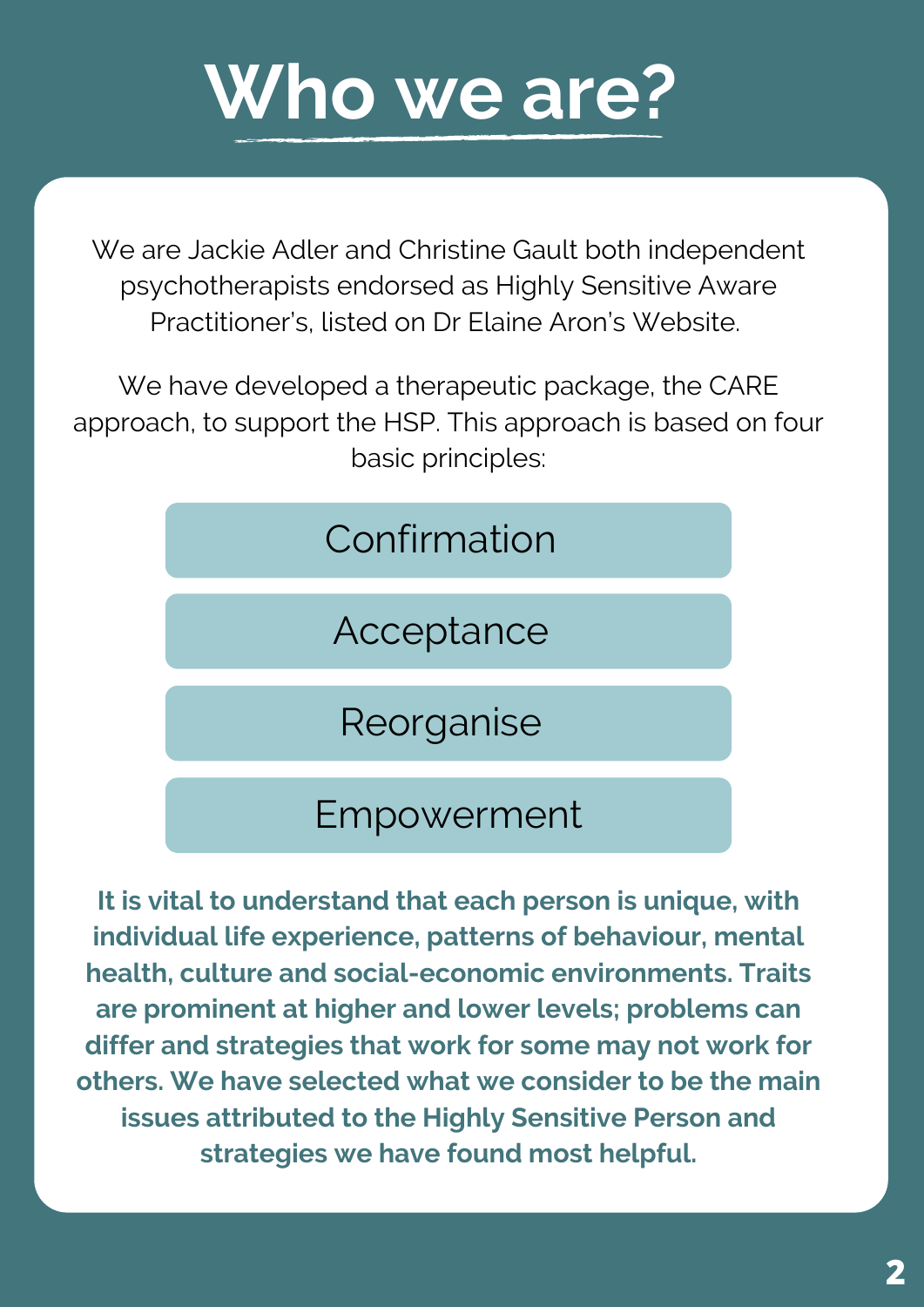# Who we are?

We are Jackie Adler and Christine Gault both independent psychotherapists endorsed as Highly Sensitive Aware Practitioner's, listed on Dr Elaine Aron's Website.

We have developed a therapeutic package, the CARE approach, to support the HSP. This approach is based on four basic principles:

- Confirmation
- Acceptance
- Reorganise
- Empowerment

**It is vital to understand that each person is unique, with individual life experience, patterns of behaviour, mental health, culture and social-economic environments. Traits are prominent at higher and lower levels; problems can differ and strategies that work for some may not work for others. We have selected what we consider to be the main issues attributed to the Highly Sensitive Person and strategies we have found most helpful.**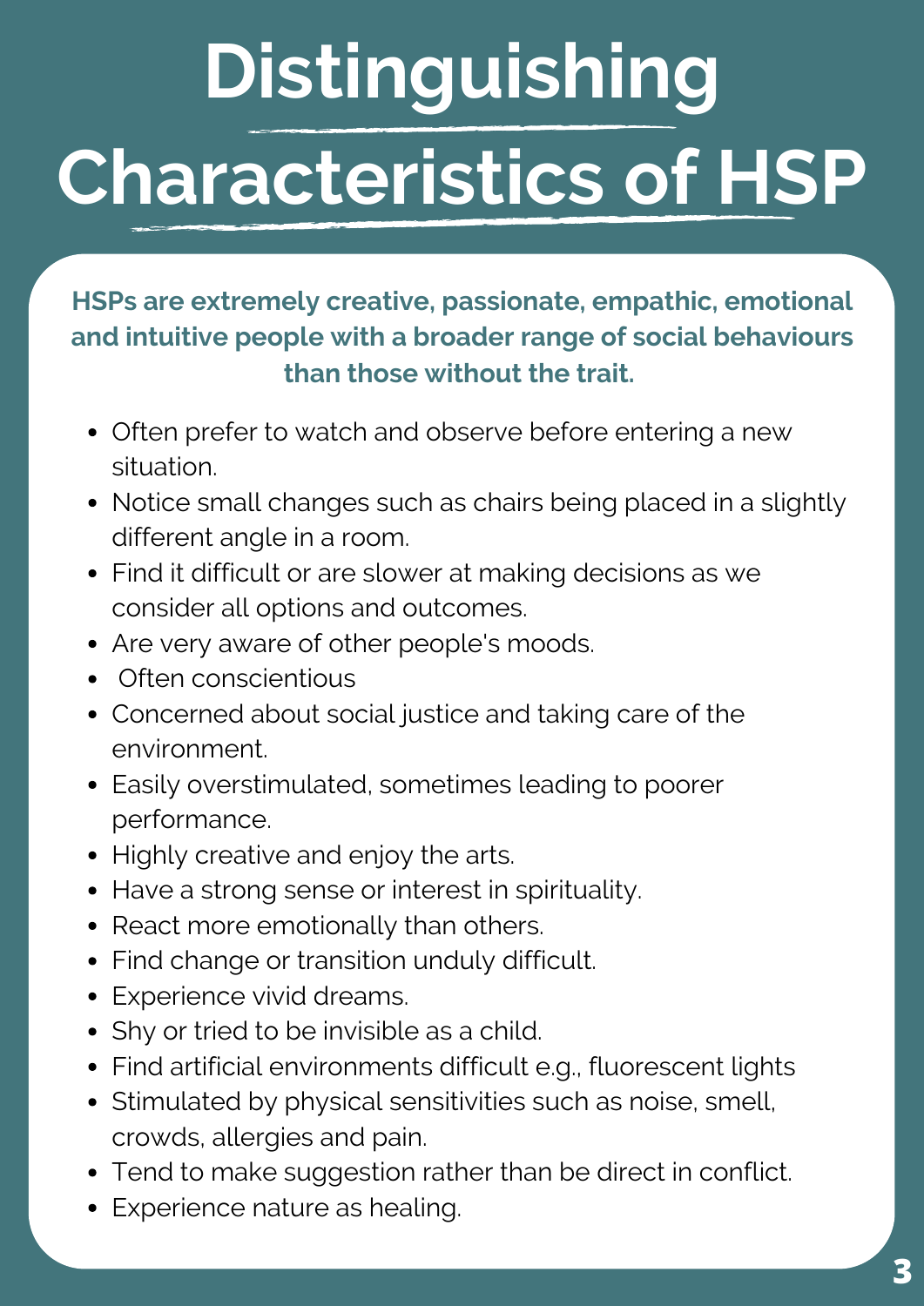# Distinguishing Characteristics of HSP

**HSPs are extremely creative, passionate, empathic, emotional and intuitive people with a broader range of social behaviours than those without the trait.**

- Often prefer to watch and observe before entering a new situation.
- Notice small changes such as chairs being placed in a slightly different angle in a room.
- Find it difficult or are slower at making decisions as we consider all options and outcomes.
- Are very aware of other people's moods.
- Often conscientious
- Concerned about social justice and taking care of the environment.
- Easily overstimulated, sometimes leading to poorer performance.
- Highly creative and enjoy the arts.
- Have a strong sense or interest in spirituality.
- React more emotionally than others.
- Find change or transition unduly difficult.
- Experience vivid dreams.
- Shy or tried to be invisible as a child.
- Find artificial environments difficult e.g., fluorescent lights
- Stimulated by physical sensitivities such as noise, smell, crowds, allergies and pain.
- Tend to make suggestion rather than be direct in conflict.
- Experience nature as healing.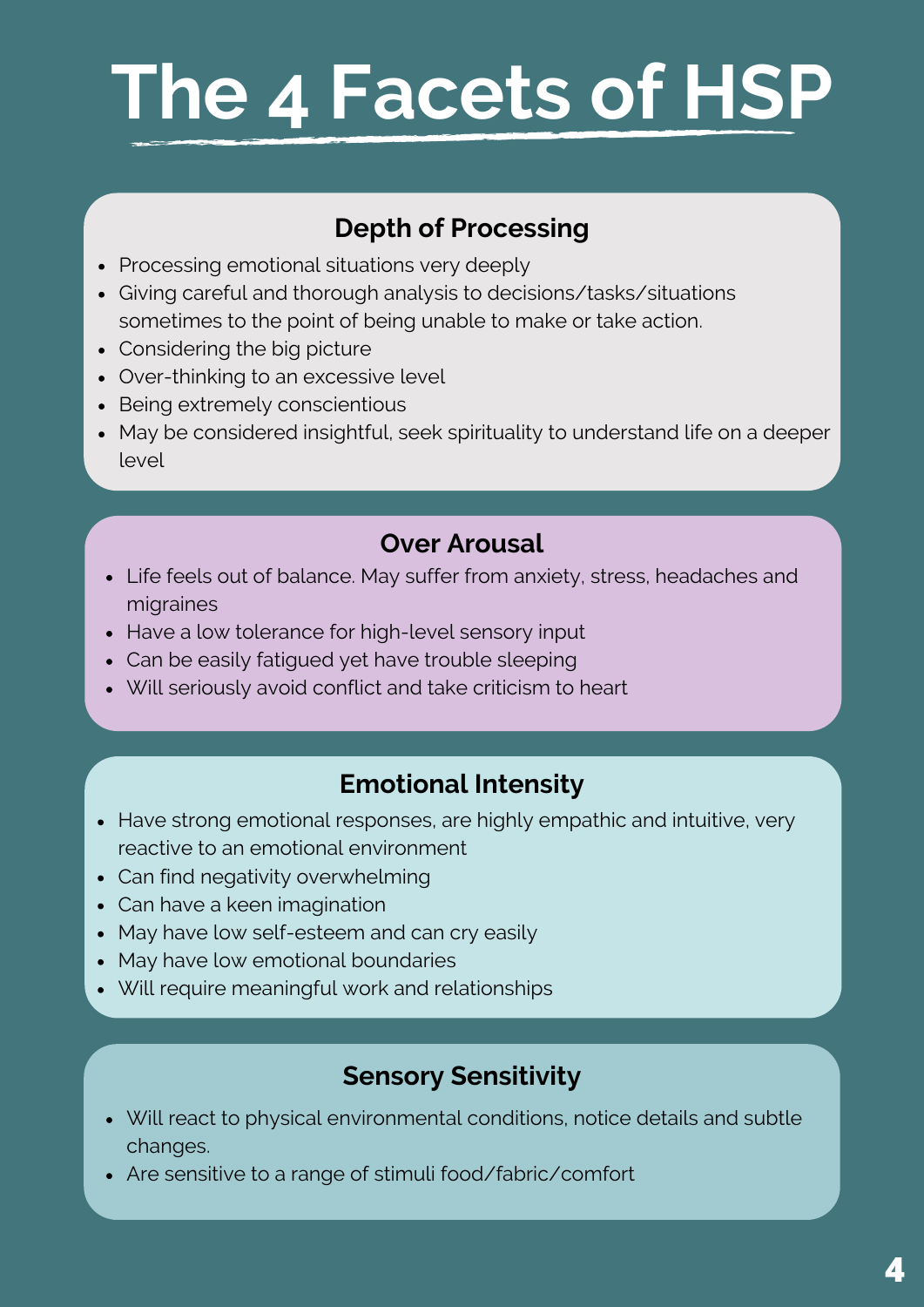# The 4 Facets of HSP

## Depth of Processing

- Processing emotional situations very deeply
- Giving careful and thorough analysis to decisions/tasks/situations sometimes to the point of being unable to make or take action.
- Considering the big picture
- Over-thinking to an excessive level
- Being extremely conscientious
- May be considered insightful, seek spirituality to understand life on a deeper level

## Over Arousal

- Life feels out of balance. May suffer from anxiety, stress, headaches and migraines
- Have a low tolerance for high-level sensory input
- Can be easily fatigued yet have trouble sleeping
- Will seriously avoid conflict and take criticism to heart

## Emotional Intensity

- Have strong emotional responses, are highly empathic and intuitive, very reactive to an emotional environment
- Can find negativity overwhelming
- Can have a keen imagination
- May have low self-esteem and can cry easily
- May have low emotional boundaries
- Will require meaningful work and relationships

## Sensory Sensitivity

- Will react to physical environmental conditions, notice details and subtle changes.
- Are sensitive to a range of stimuli food/fabric/comfort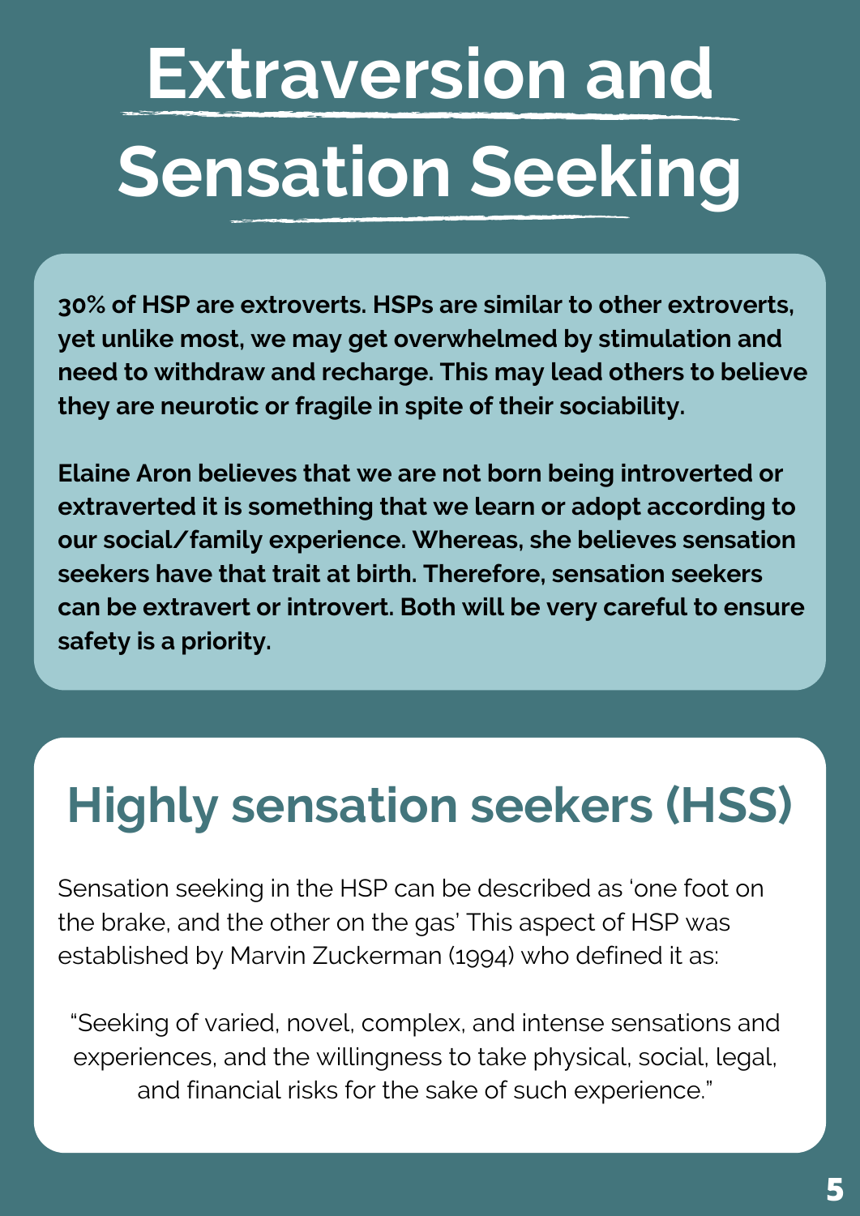# Extraversion and Sensation Seeking

**30% of HSP are extroverts. HSPs are similar to other extroverts, yet unlike most, we may get overwhelmed by stimulation and need to withdraw and recharge. This may lead others to believe they are neurotic or fragile in spite of their sociability.**

**Elaine Aron believes that we are not born being introverted or extraverted it is something that we learn or adopt according to our social/family experience. Whereas, she believes sensation seekers have that trait at birth. Therefore, sensation seekers can be extravert or introvert. Both will be very careful to ensure safety is a priority.**

## Highly sensation seekers (HSS)

Sensation seeking in the HSP can be described as 'one foot on the brake, and the other on the gas' This aspect of HSP was established by Marvin Zuckerman (1994) who defined it as:

"Seeking of varied, novel, complex, and intense sensations and experiences, and the willingness to take physical, social, legal, and financial risks for the sake of such experience."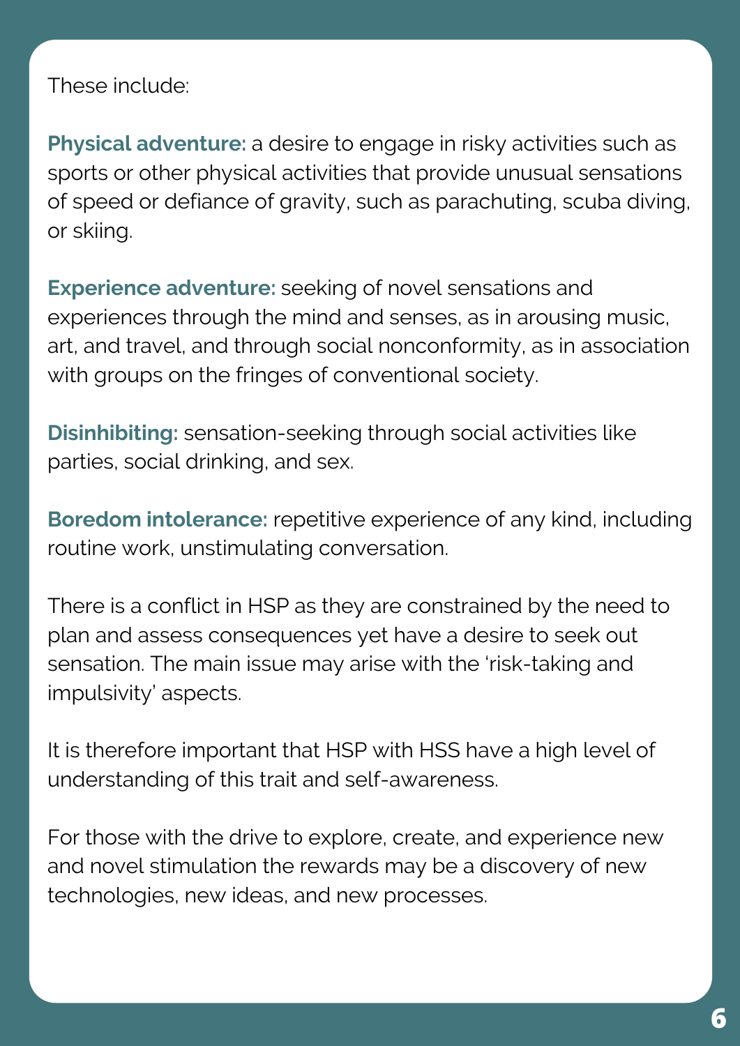These include:

**Physical adventure:** a desire to engage in risky activities such as sports or other physical activities that provide unusual sensations of speed or defiance of gravity, such as parachuting, scuba diving, or skiing.

**Experience adventure:** seeking of novel sensations and experiences through the mind and senses, as in arousing music, art, and travel, and through social nonconformity, as in association with groups on the fringes of conventional society.

**Disinhibiting:** sensation-seeking through social activities like parties, social drinking, and sex.

**Boredom intolerance:** repetitive experience of any kind, including routine work, unstimulating conversation.

There is a conflict in HSP as they are constrained by the need to plan and assess consequences yet have a desire to seek out sensation. The main issue may arise with the 'risk-taking and impulsivity' aspects.

It is therefore important that HSP with HSS have a high level of understanding of this trait and self-awareness.

For those with the drive to explore, create, and experience new and novel stimulation the rewards may be a discovery of new technologies, new ideas, and new processes.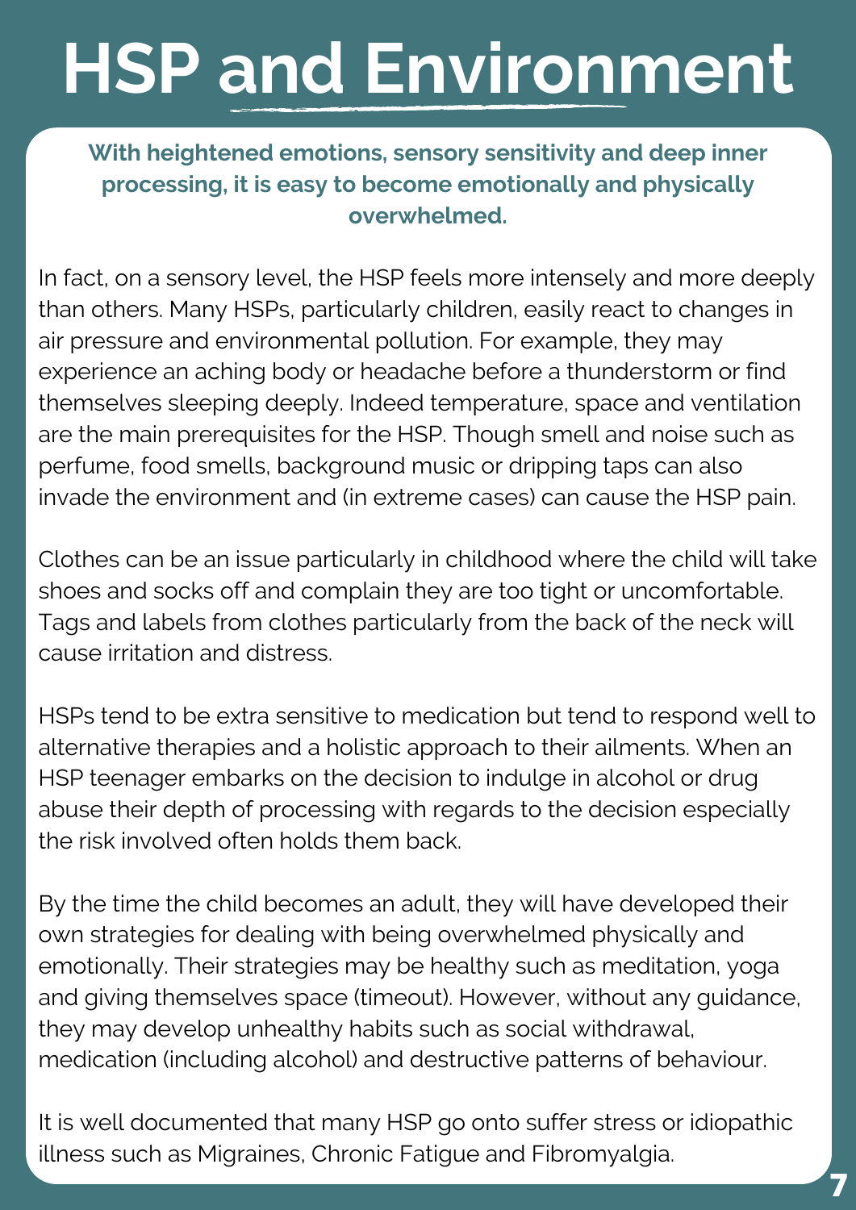# HSP and Environment

**With heightened emotions, sensory sensitivity and deep inner processing, it is easy to become emotionally and physically overwhelmed.**

In fact, on a sensory level, the HSP feels more intensely and more deeply than others. Many HSPs, particularly children, easily react to changes in air pressure and environmental pollution. For example, they may experience an aching body or headache before a thunderstorm or find themselves sleeping deeply. Indeed temperature, space and ventilation are the main prerequisites for the HSP. Though smell and noise such as perfume, food smells, background music or dripping taps can also invade the environment and (in extreme cases) can cause the HSP pain.

Clothes can be an issue particularly in childhood where the child will take shoes and socks off and complain they are too tight or uncomfortable. Tags and labels from clothes particularly from the back of the neck will cause irritation and distress.

HSPs tend to be extra sensitive to medication but tend to respond well to alternative therapies and a holistic approach to their ailments. When an HSP teenager embarks on the decision to indulge in alcohol or drug abuse their depth of processing with regards to the decision especially the risk involved often holds them back.

By the time the child becomes an adult, they will have developed their own strategies for dealing with being overwhelmed physically and emotionally. Their strategies may be healthy such as meditation, yoga and giving themselves space (timeout). However, without any guidance, they may develop unhealthy habits such as social withdrawal, medication (including alcohol) and destructive patterns of behaviour.

It is well documented that many HSP go onto suffer stress or idiopathic illness such as Migraines, Chronic Fatigue and Fibromyalgia.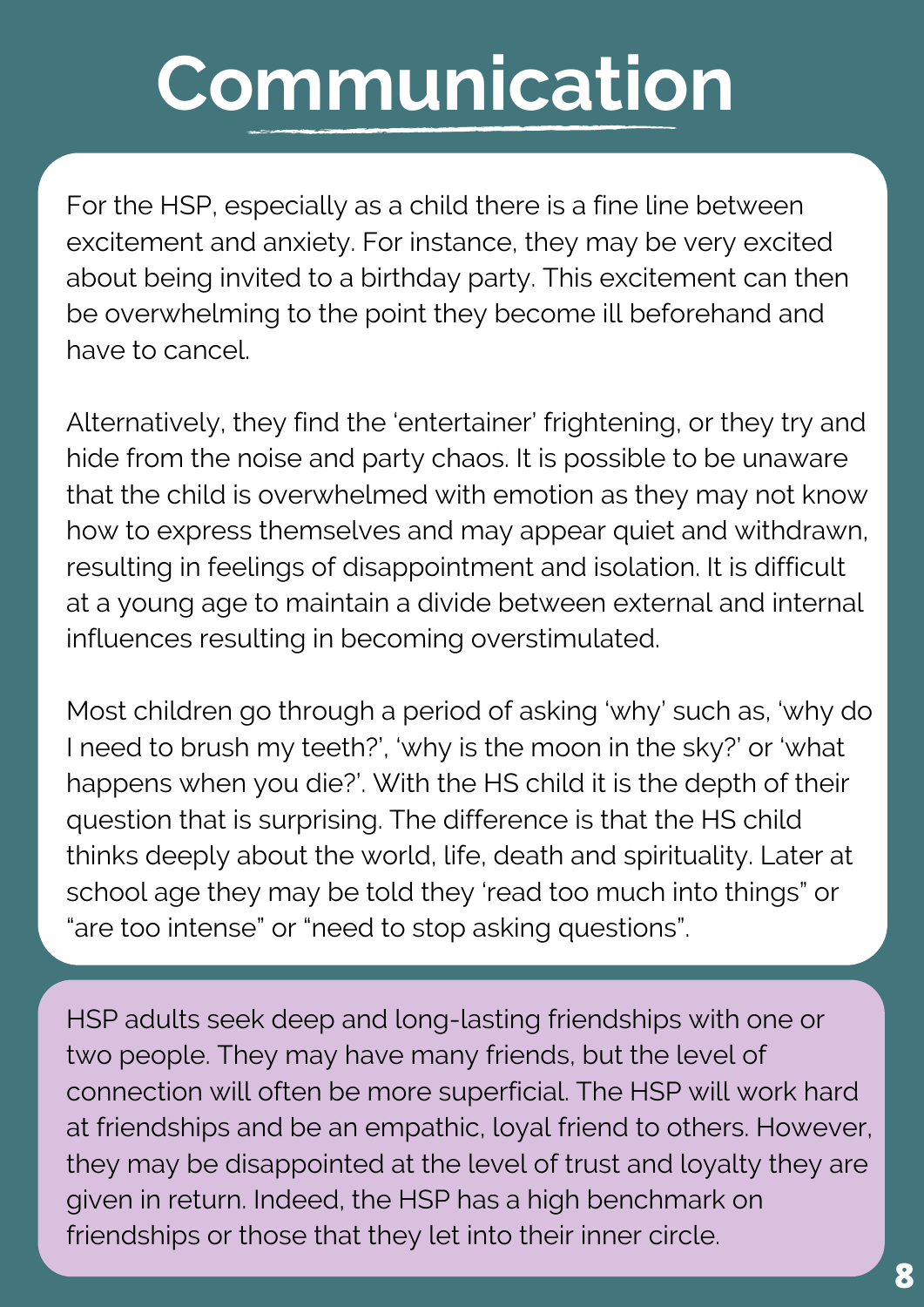# Communication

For the HSP, especially as a child there is a fine line between excitement and anxiety. For instance, they may be very excited about being invited to a birthday party. This excitement can then be overwhelming to the point they become ill beforehand and have to cancel.

Alternatively, they find the 'entertainer' frightening, or they try and hide from the noise and party chaos. It is possible to be unaware that the child is overwhelmed with emotion as they may not know how to express themselves and may appear quiet and withdrawn, resulting in feelings of disappointment and isolation. It is difficult at a young age to maintain a divide between external and internal influences resulting in becoming overstimulated.

Most children go through a period of asking 'why' such as, 'why do I need to brush my teeth?', 'why is the moon in the sky?' or 'what happens when you die?'. With the HS child it is the depth of their question that is surprising. The difference is that the HS child thinks deeply about the world, life, death and spirituality. Later at school age they may be told they 'read too much into things" or "are too intense" or "need to stop asking questions".

HSP adults seek deep and long-lasting friendships with one or two people. They may have many friends, but the level of connection will often be more superficial. The HSP will work hard at friendships and be an empathic, loyal friend to others. However, they may be disappointed at the level of trust and loyalty they are given in return. Indeed, the HSP has a high benchmark on friendships or those that they let into their inner circle.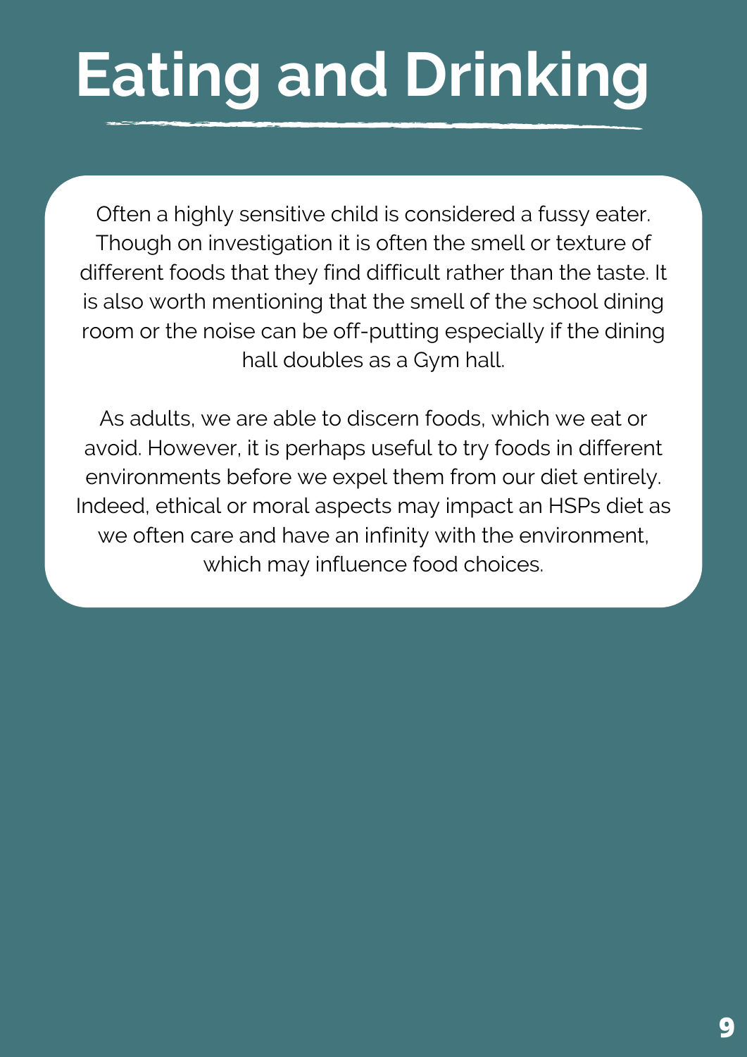# Eating and Drinking

Often a highly sensitive child is considered a fussy eater. Though on investigation it is often the smell or texture of different foods that they find difficult rather than the taste. It is also worth mentioning that the smell of the school dining room or the noise can be off-putting especially if the dining hall doubles as a Gym hall.

As adults, we are able to discern foods, which we eat or avoid. However, it is perhaps useful to try foods in different environments before we expel them from our diet entirely. Indeed, ethical or moral aspects may impact an HSPs diet as we often care and have an infinity with the environment, which may influence food choices.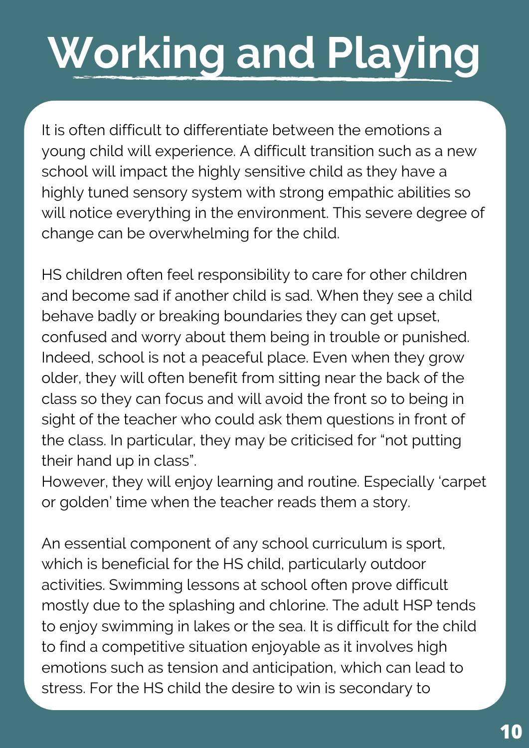# Working and Playing

It is often difficult to differentiate between the emotions a young child will experience. A difficult transition such as a new school will impact the highly sensitive child as they have a highly tuned sensory system with strong empathic abilities so will notice everything in the environment. This severe degree of change can be overwhelming for the child.

HS children often feel responsibility to care for other children and become sad if another child is sad. When they see a child behave badly or breaking boundaries they can get upset, confused and worry about them being in trouble or punished. Indeed, school is not a peaceful place. Even when they grow older, they will often benefit from sitting near the back of the class so they can focus and will avoid the front so to being in sight of the teacher who could ask them questions in front of the class. In particular, they may be criticised for "not putting their hand up in class".
However, they will enjoy learning and routine. Especially 'carpet or golden' time when the teacher reads them a story.

An essential component of any school curriculum is sport, which is beneficial for the HS child, particularly outdoor activities. Swimming lessons at school often prove difficult mostly due to the splashing and chlorine. The adult HSP tends to enjoy swimming in lakes or the sea. It is difficult for the child to find a competitive situation enjoyable as it involves high emotions such as tension and anticipation, which can lead to stress. For the HS child the desire to win is secondary to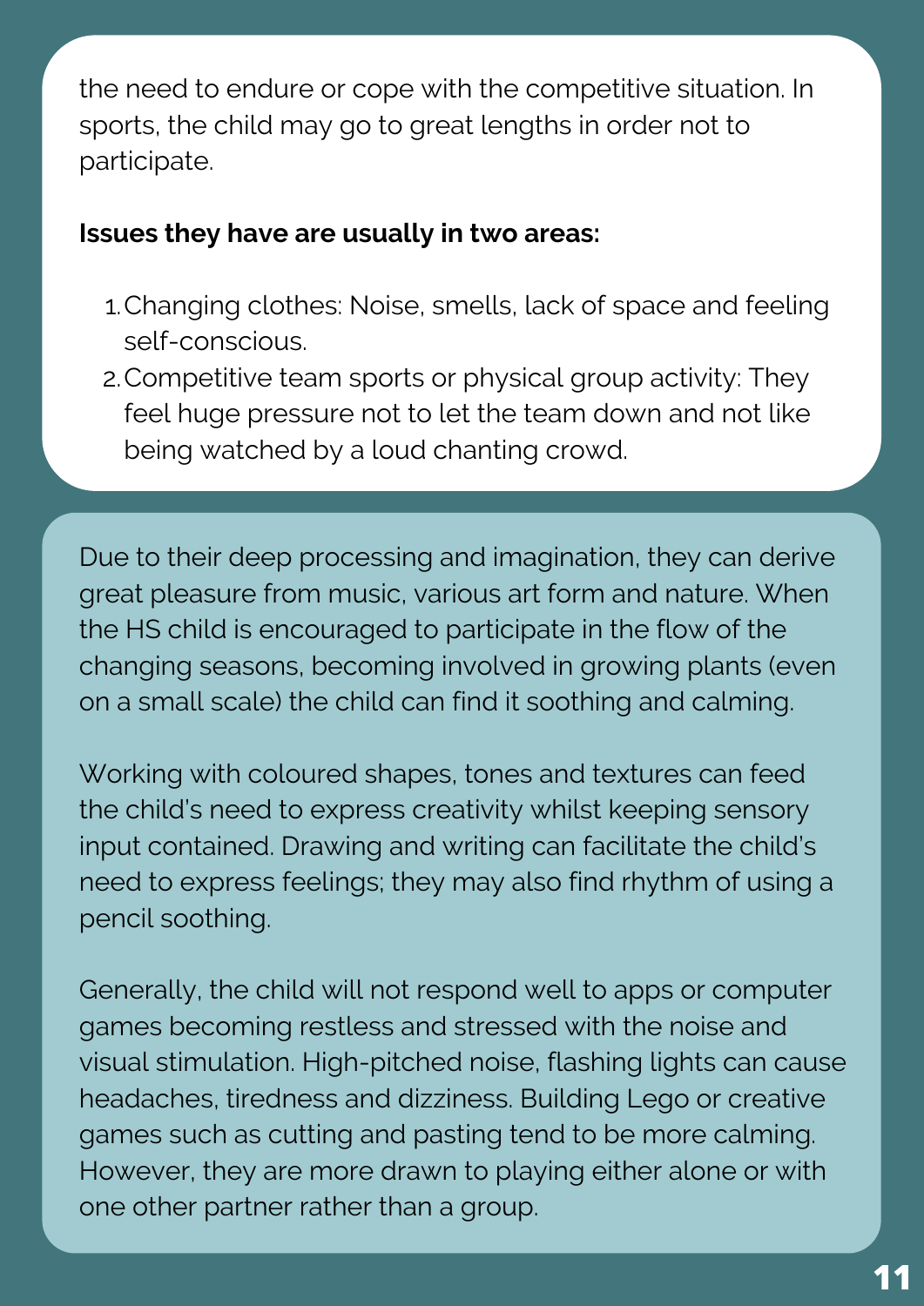the need to endure or cope with the competitive situation. In sports, the child may go to great lengths in order not to participate.

**Issues they have are usually in two areas:**

1. Changing clothes: Noise, smells, lack of space and feeling self-conscious.
2. Competitive team sports or physical group activity: They feel huge pressure not to let the team down and not like being watched by a loud chanting crowd.

Due to their deep processing and imagination, they can derive great pleasure from music, various art form and nature. When the HS child is encouraged to participate in the flow of the changing seasons, becoming involved in growing plants (even on a small scale) the child can find it soothing and calming.

Working with coloured shapes, tones and textures can feed the child's need to express creativity whilst keeping sensory input contained. Drawing and writing can facilitate the child's need to express feelings; they may also find rhythm of using a pencil soothing.

Generally, the child will not respond well to apps or computer games becoming restless and stressed with the noise and visual stimulation. High-pitched noise, flashing lights can cause headaches, tiredness and dizziness. Building Lego or creative games such as cutting and pasting tend to be more calming. However, they are more drawn to playing either alone or with one other partner rather than a group.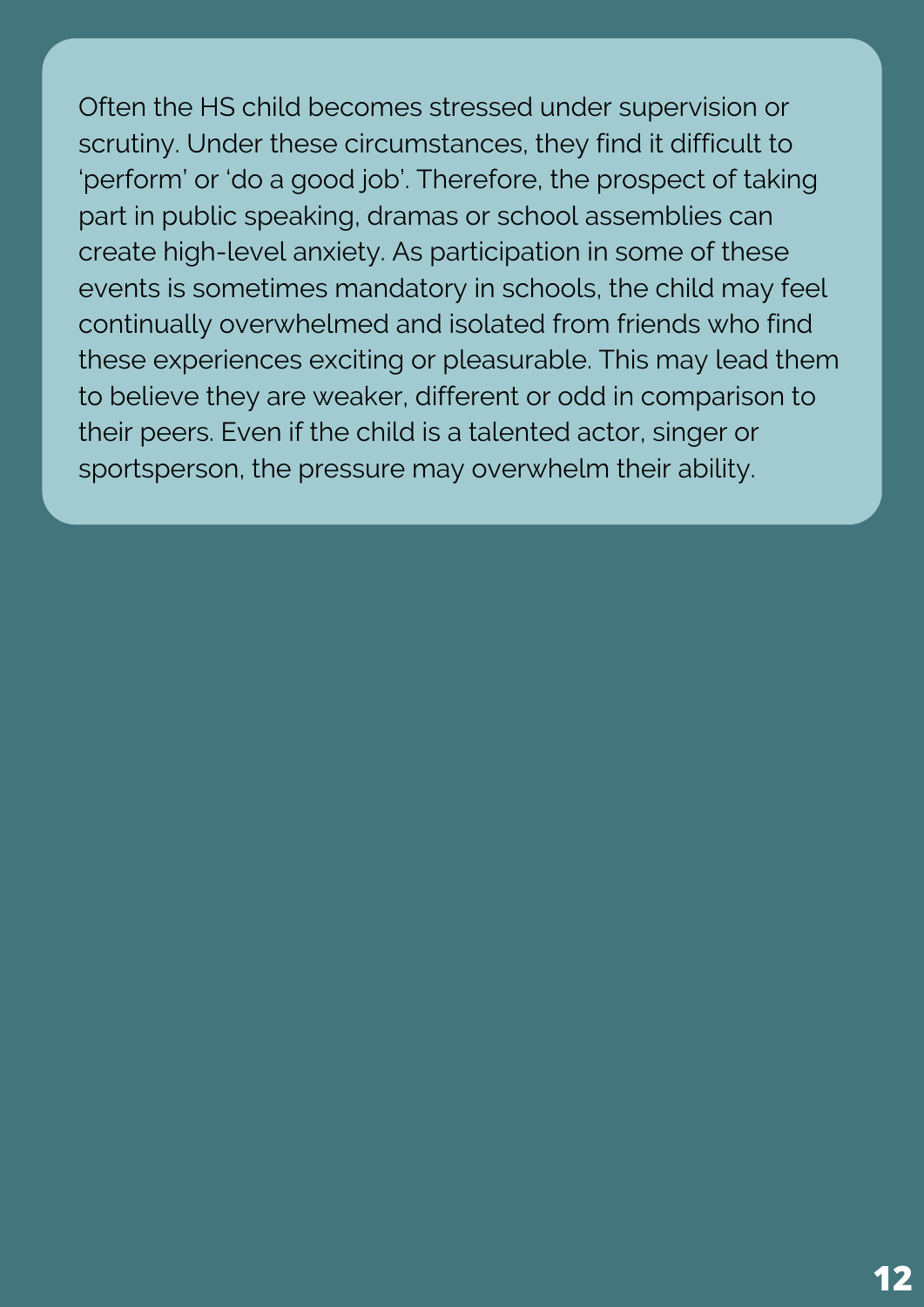Often the HS child becomes stressed under supervision or scrutiny. Under these circumstances, they find it difficult to 'perform' or 'do a good job'. Therefore, the prospect of taking part in public speaking, dramas or school assemblies can create high-level anxiety. As participation in some of these events is sometimes mandatory in schools, the child may feel continually overwhelmed and isolated from friends who find these experiences exciting or pleasurable. This may lead them to believe they are weaker, different or odd in comparison to their peers. Even if the child is a talented actor, singer or sportsperson, the pressure may overwhelm their ability.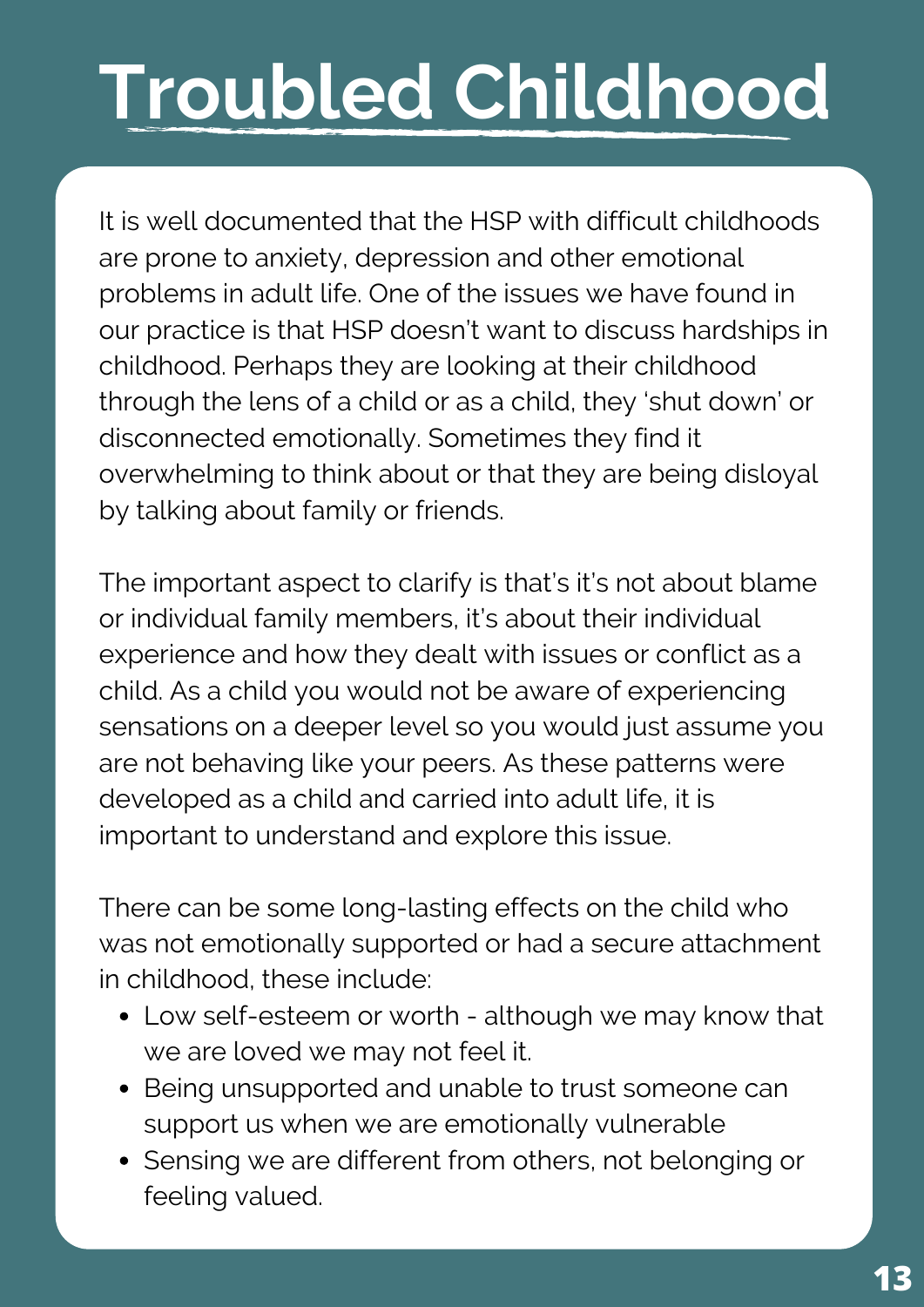# Troubled Childhood

It is well documented that the HSP with difficult childhoods are prone to anxiety, depression and other emotional problems in adult life. One of the issues we have found in our practice is that HSP doesn't want to discuss hardships in childhood. Perhaps they are looking at their childhood through the lens of a child or as a child, they 'shut down' or disconnected emotionally. Sometimes they find it overwhelming to think about or that they are being disloyal by talking about family or friends.

The important aspect to clarify is that's it's not about blame or individual family members, it's about their individual experience and how they dealt with issues or conflict as a child. As a child you would not be aware of experiencing sensations on a deeper level so you would just assume you are not behaving like your peers. As these patterns were developed as a child and carried into adult life, it is important to understand and explore this issue.

There can be some long-lasting effects on the child who was not emotionally supported or had a secure attachment in childhood, these include:

- Low self-esteem or worth - although we may know that we are loved we may not feel it.
- Being unsupported and unable to trust someone can support us when we are emotionally vulnerable
- Sensing we are different from others, not belonging or feeling valued.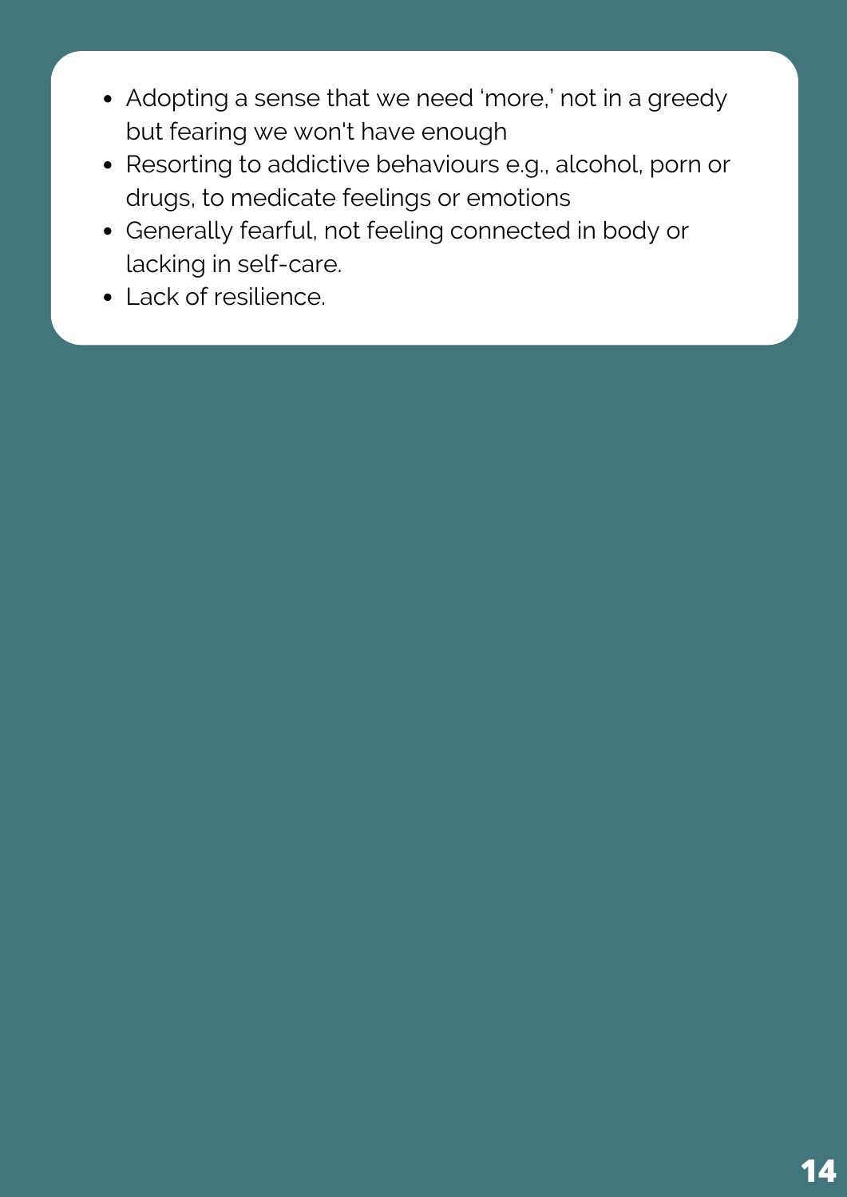- Adopting a sense that we need 'more,' not in a greedy but fearing we won't have enough
- Resorting to addictive behaviours e.g., alcohol, porn or drugs, to medicate feelings or emotions
- Generally fearful, not feeling connected in body or lacking in self-care.
- Lack of resilience.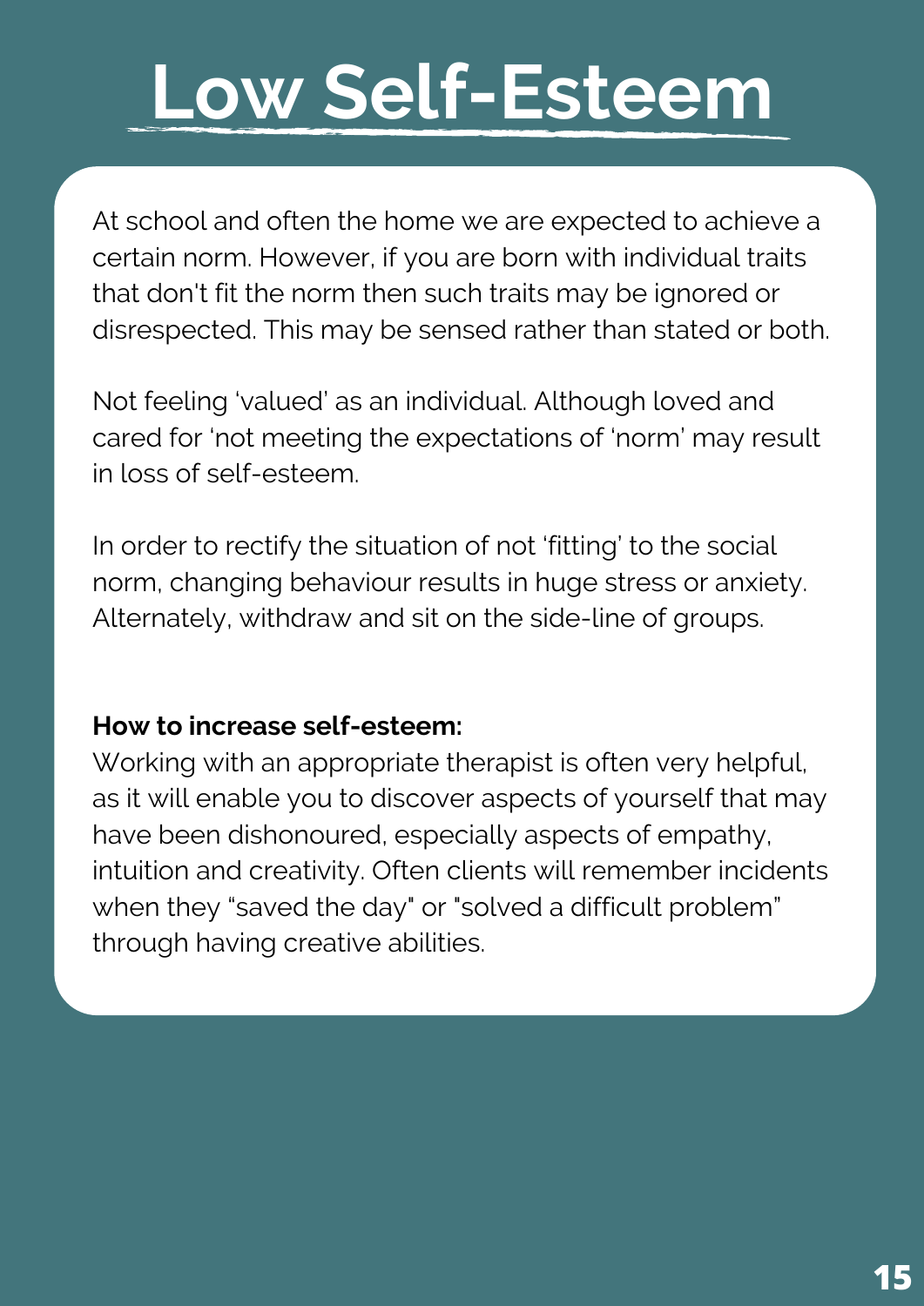# Low Self-Esteem

At school and often the home we are expected to achieve a certain norm. However, if you are born with individual traits that don't fit the norm then such traits may be ignored or disrespected. This may be sensed rather than stated or both.

Not feeling 'valued' as an individual. Although loved and cared for 'not meeting the expectations of 'norm' may result in loss of self-esteem.

In order to rectify the situation of not 'fitting' to the social norm, changing behaviour results in huge stress or anxiety. Alternately, withdraw and sit on the side-line of groups.

**How to increase self-esteem:**
Working with an appropriate therapist is often very helpful, as it will enable you to discover aspects of yourself that may have been dishonoured, especially aspects of empathy, intuition and creativity. Often clients will remember incidents when they "saved the day" or "solved a difficult problem" through having creative abilities.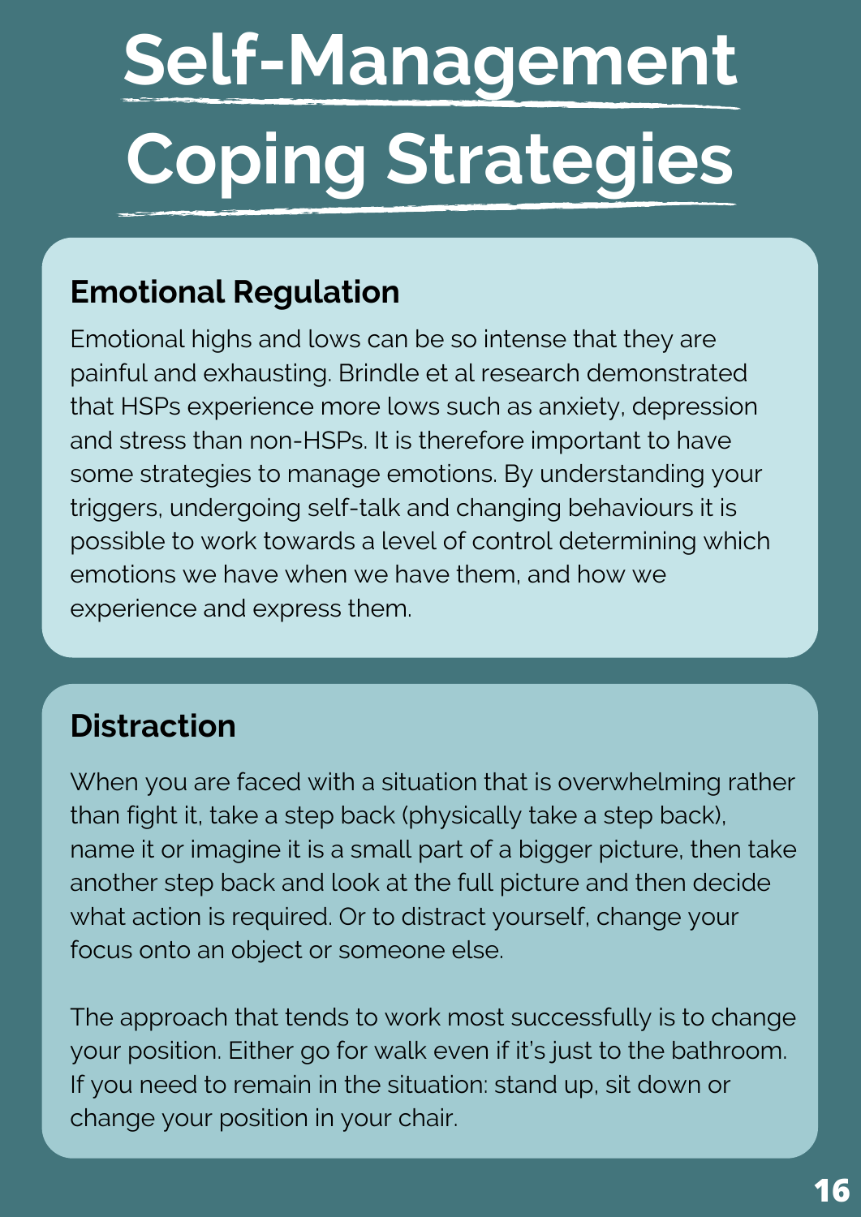# Self-Management Coping Strategies

## Emotional Regulation

Emotional highs and lows can be so intense that they are painful and exhausting. Brindle et al research demonstrated that HSPs experience more lows such as anxiety, depression and stress than non-HSPs. It is therefore important to have some strategies to manage emotions. By understanding your triggers, undergoing self-talk and changing behaviours it is possible to work towards a level of control determining which emotions we have when we have them, and how we experience and express them.

## Distraction

When you are faced with a situation that is overwhelming rather than fight it, take a step back (physically take a step back), name it or imagine it is a small part of a bigger picture, then take another step back and look at the full picture and then decide what action is required. Or to distract yourself, change your focus onto an object or someone else.

The approach that tends to work most successfully is to change your position. Either go for walk even if it's just to the bathroom. If you need to remain in the situation: stand up, sit down or change your position in your chair.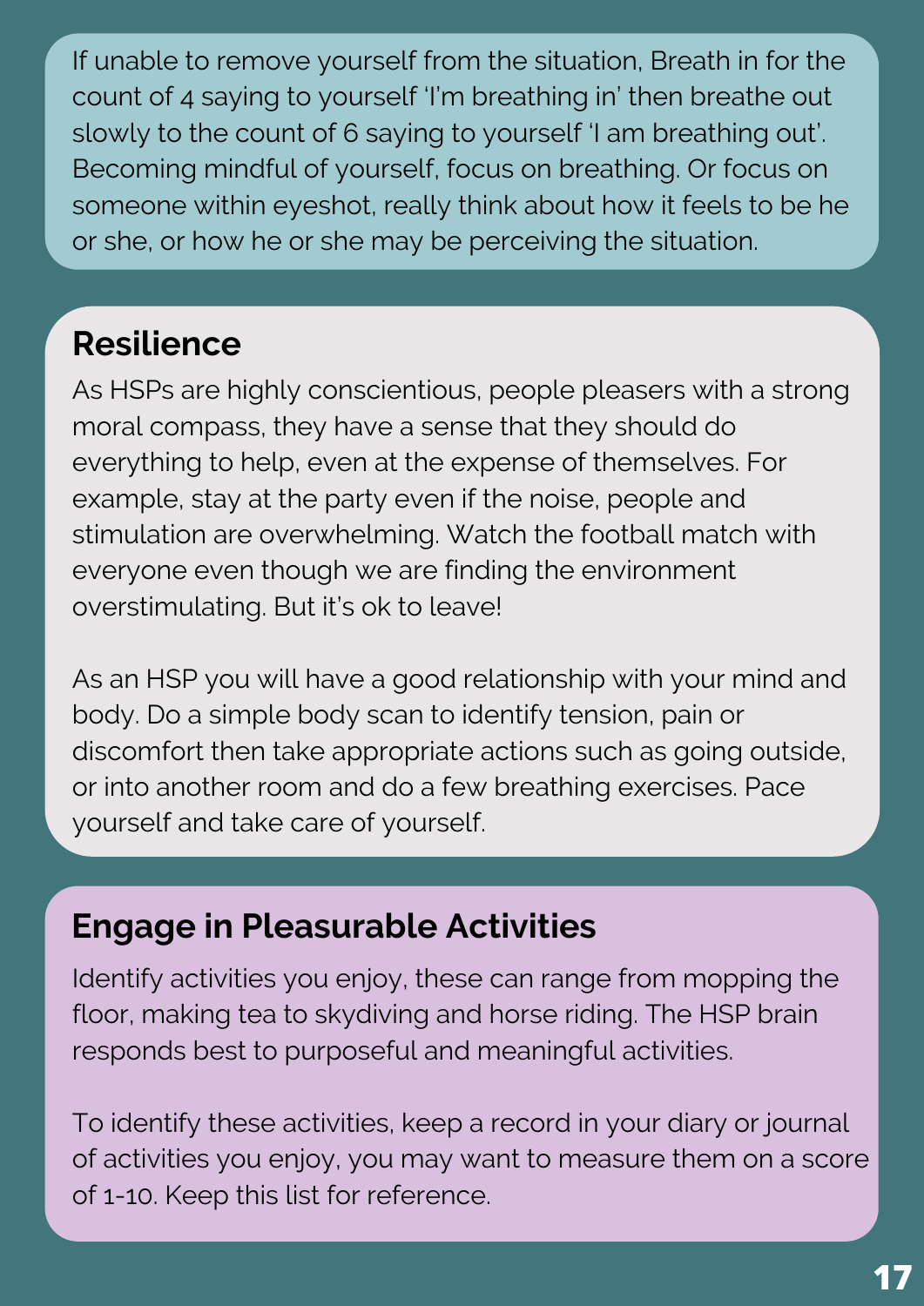If unable to remove yourself from the situation, Breath in for the count of 4 saying to yourself 'I'm breathing in' then breathe out slowly to the count of 6 saying to yourself 'I am breathing out'. Becoming mindful of yourself, focus on breathing. Or focus on someone within eyeshot, really think about how it feels to be he or she, or how he or she may be perceiving the situation.

## Resilience

As HSPs are highly conscientious, people pleasers with a strong moral compass, they have a sense that they should do everything to help, even at the expense of themselves. For example, stay at the party even if the noise, people and stimulation are overwhelming. Watch the football match with everyone even though we are finding the environment overstimulating. But it's ok to leave!

As an HSP you will have a good relationship with your mind and body. Do a simple body scan to identify tension, pain or discomfort then take appropriate actions such as going outside, or into another room and do a few breathing exercises. Pace yourself and take care of yourself.

## Engage in Pleasurable Activities

Identify activities you enjoy, these can range from mopping the floor, making tea to skydiving and horse riding. The HSP brain responds best to purposeful and meaningful activities.

To identify these activities, keep a record in your diary or journal of activities you enjoy, you may want to measure them on a score of 1-10. Keep this list for reference.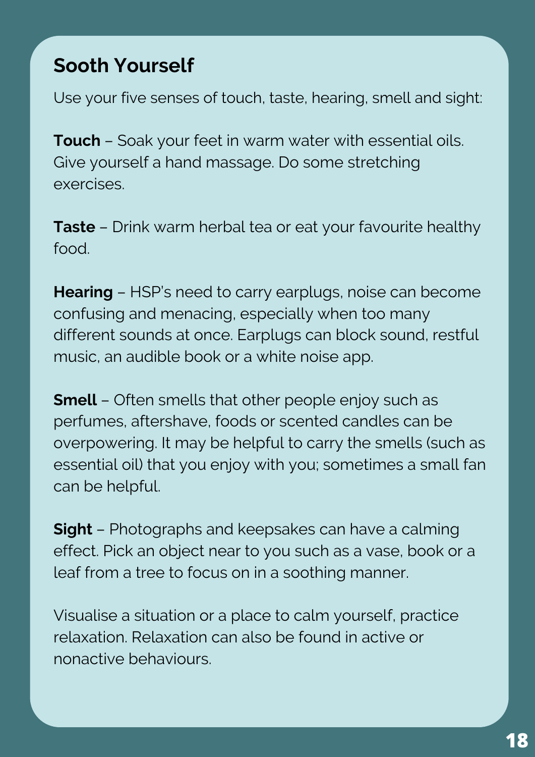## Sooth Yourself

Use your five senses of touch, taste, hearing, smell and sight:

**Touch** – Soak your feet in warm water with essential oils. Give yourself a hand massage. Do some stretching exercises.

**Taste** – Drink warm herbal tea or eat your favourite healthy food.

**Hearing** – HSP's need to carry earplugs, noise can become confusing and menacing, especially when too many different sounds at once. Earplugs can block sound, restful music, an audible book or a white noise app.

**Smell** – Often smells that other people enjoy such as perfumes, aftershave, foods or scented candles can be overpowering. It may be helpful to carry the smells (such as essential oil) that you enjoy with you; sometimes a small fan can be helpful.

**Sight** – Photographs and keepsakes can have a calming effect. Pick an object near to you such as a vase, book or a leaf from a tree to focus on in a soothing manner.

Visualise a situation or a place to calm yourself, practice relaxation. Relaxation can also be found in active or nonactive behaviours.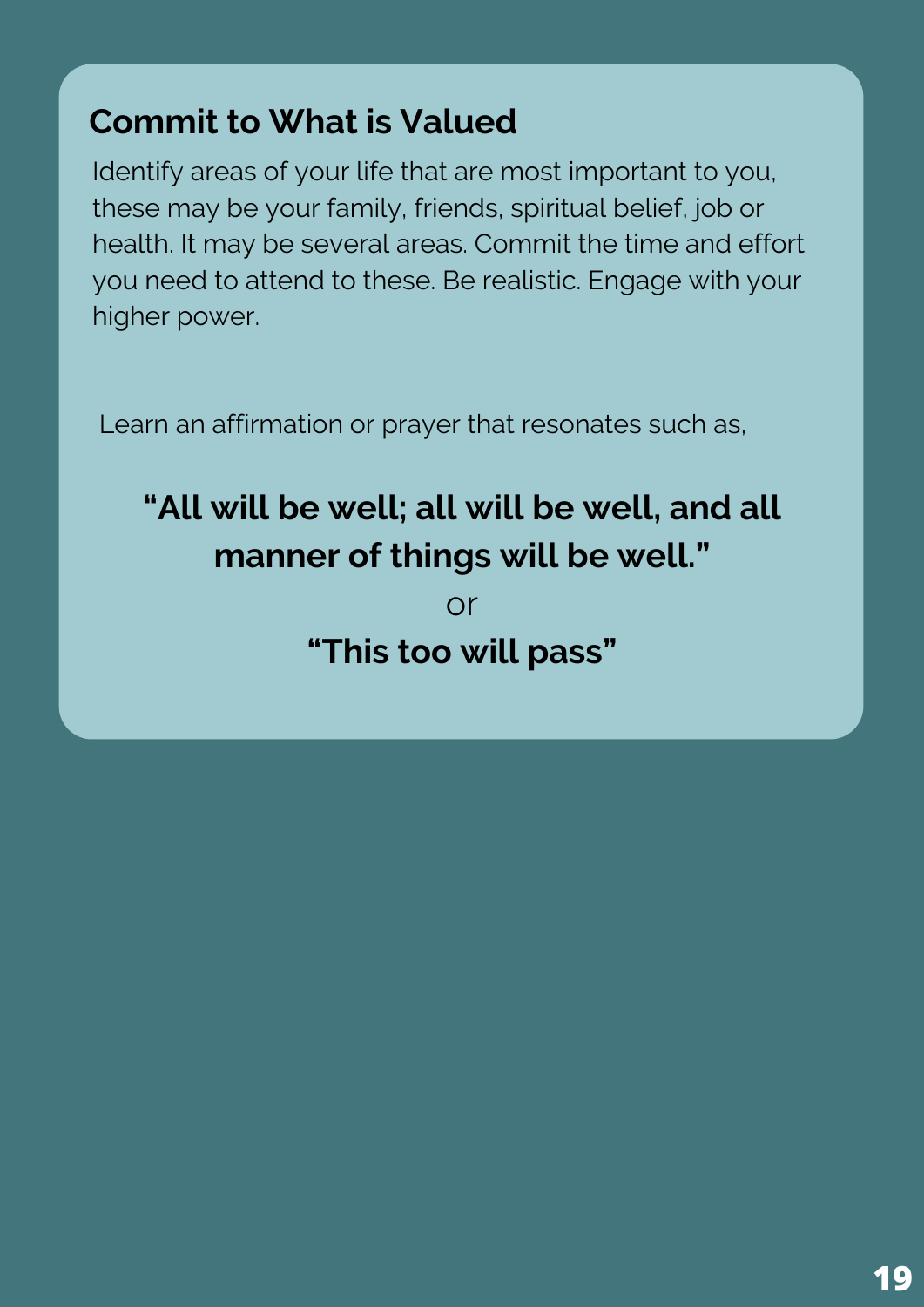## Commit to What is Valued

Identify areas of your life that are most important to you, these may be your family, friends, spiritual belief, job or health. It may be several areas. Commit the time and effort you need to attend to these. Be realistic. Engage with your higher power.

Learn an affirmation or prayer that resonates such as,

**“All will be well; all will be well, and all manner of things will be well.”**

or

**“This too will pass”**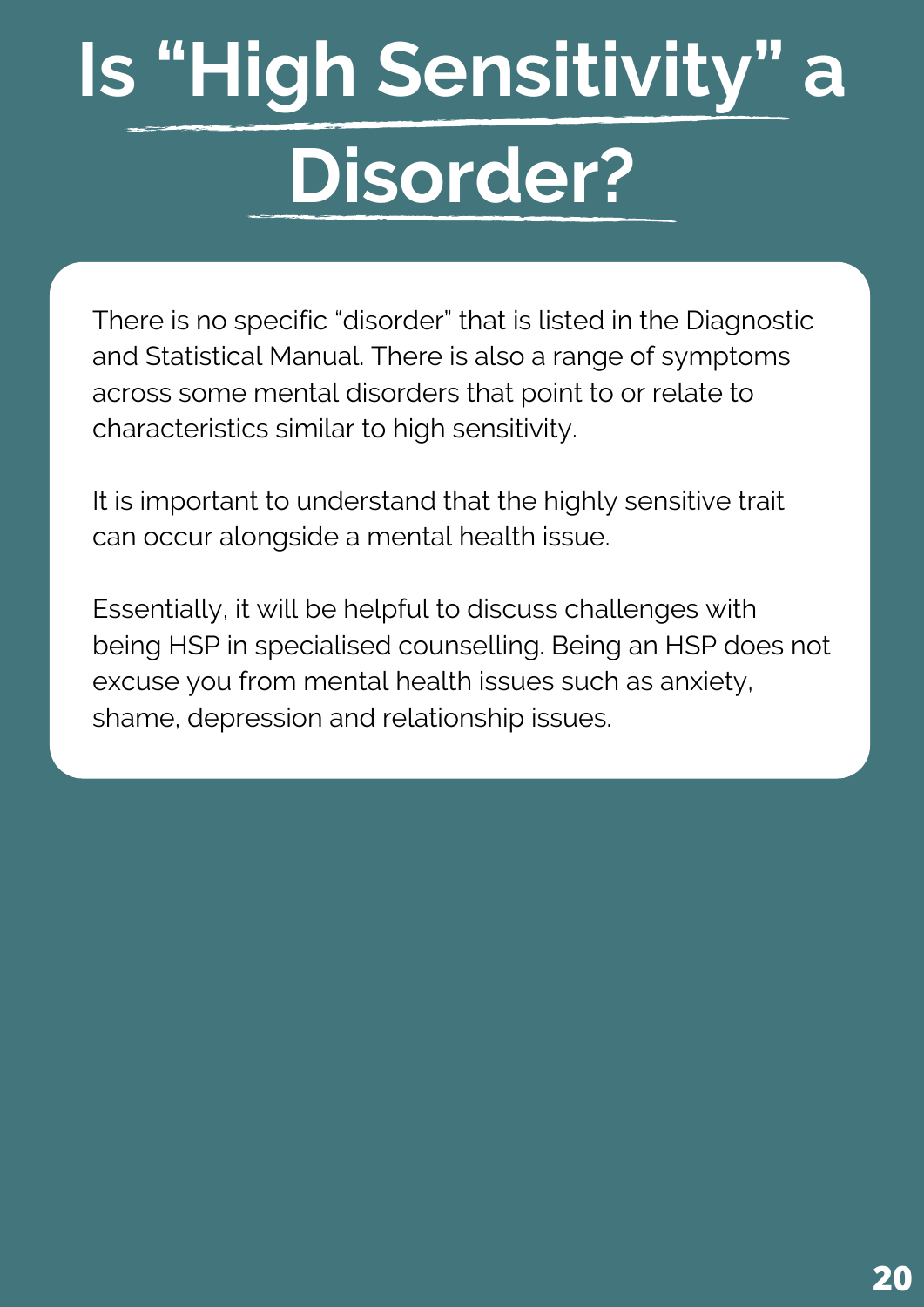# Is "High Sensitivity" a Disorder?

There is no specific "disorder" that is listed in the Diagnostic and Statistical Manual. There is also a range of symptoms across some mental disorders that point to or relate to characteristics similar to high sensitivity.

It is important to understand that the highly sensitive trait can occur alongside a mental health issue.

Essentially, it will be helpful to discuss challenges with being HSP in specialised counselling. Being an HSP does not excuse you from mental health issues such as anxiety, shame, depression and relationship issues.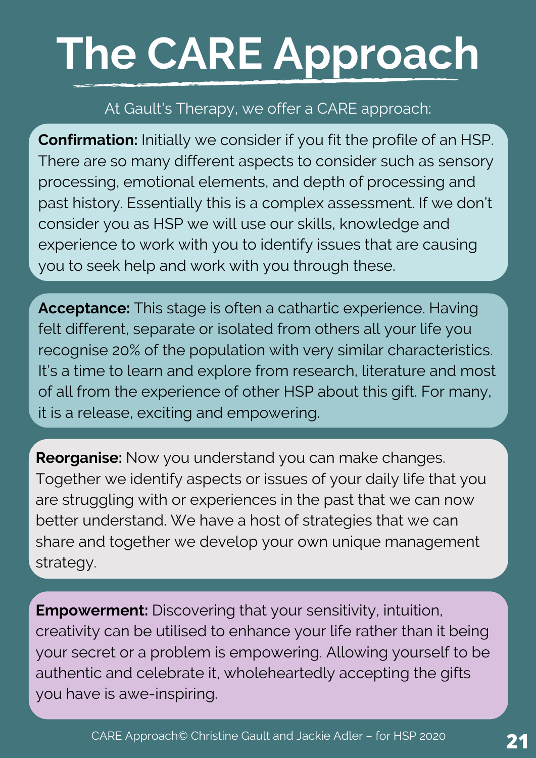# The CARE Approach

At Gault's Therapy, we offer a CARE approach:

**Confirmation:** Initially we consider if you fit the profile of an HSP. There are so many different aspects to consider such as sensory processing, emotional elements, and depth of processing and past history. Essentially this is a complex assessment. If we don't consider you as HSP we will use our skills, knowledge and experience to work with you to identify issues that are causing you to seek help and work with you through these.

**Acceptance:** This stage is often a cathartic experience. Having felt different, separate or isolated from others all your life you recognise 20% of the population with very similar characteristics. It's a time to learn and explore from research, literature and most of all from the experience of other HSP about this gift. For many, it is a release, exciting and empowering.

**Reorganise:** Now you understand you can make changes. Together we identify aspects or issues of your daily life that you are struggling with or experiences in the past that we can now better understand. We have a host of strategies that we can share and together we develop your own unique management strategy.

**Empowerment:** Discovering that your sensitivity, intuition, creativity can be utilised to enhance your life rather than it being your secret or a problem is empowering. Allowing yourself to be authentic and celebrate it, wholeheartedly accepting the gifts you have is awe-inspiring.

CARE Approach© Christine Gault and Jackie Adler – for HSP 2020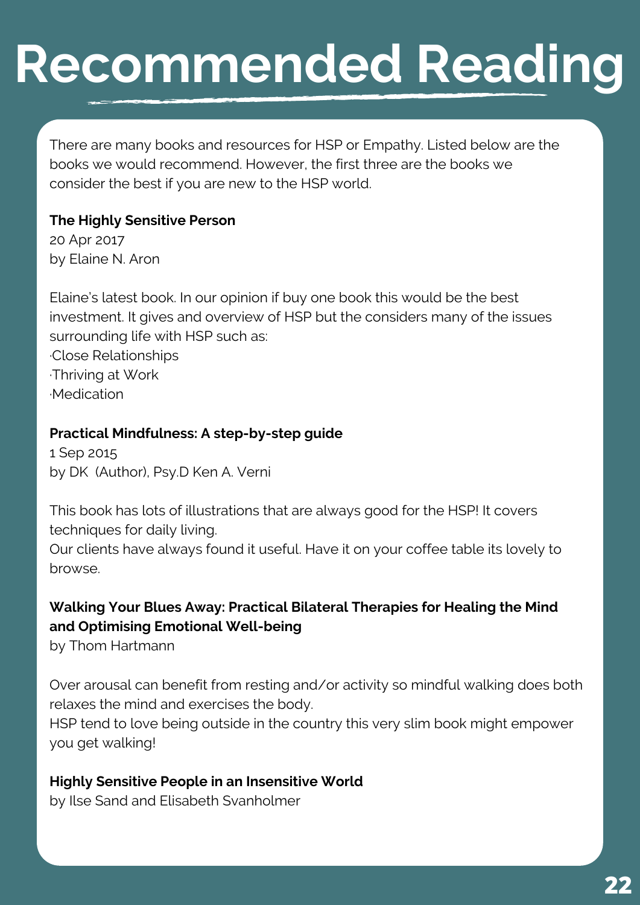# Recommended Reading

There are many books and resources for HSP or Empathy. Listed below are the books we would recommend. However, the first three are the books we consider the best if you are new to the HSP world.

**The Highly Sensitive Person**
20 Apr 2017
by Elaine N. Aron

Elaine's latest book. In our opinion if buy one book this would be the best investment. It gives and overview of HSP but the considers many of the issues surrounding life with HSP such as:
·Close Relationships
·Thriving at Work
·Medication

**Practical Mindfulness: A step-by-step guide**
1 Sep 2015
by DK (Author), Psy.D Ken A. Verni

This book has lots of illustrations that are always good for the HSP! It covers techniques for daily living.
Our clients have always found it useful. Have it on your coffee table its lovely to browse.

**Walking Your Blues Away: Practical Bilateral Therapies for Healing the Mind and Optimising Emotional Well-being**
by Thom Hartmann

Over arousal can benefit from resting and/or activity so mindful walking does both relaxes the mind and exercises the body.
HSP tend to love being outside in the country this very slim book might empower you get walking!

**Highly Sensitive People in an Insensitive World**
by Ilse Sand and Elisabeth Svanholmer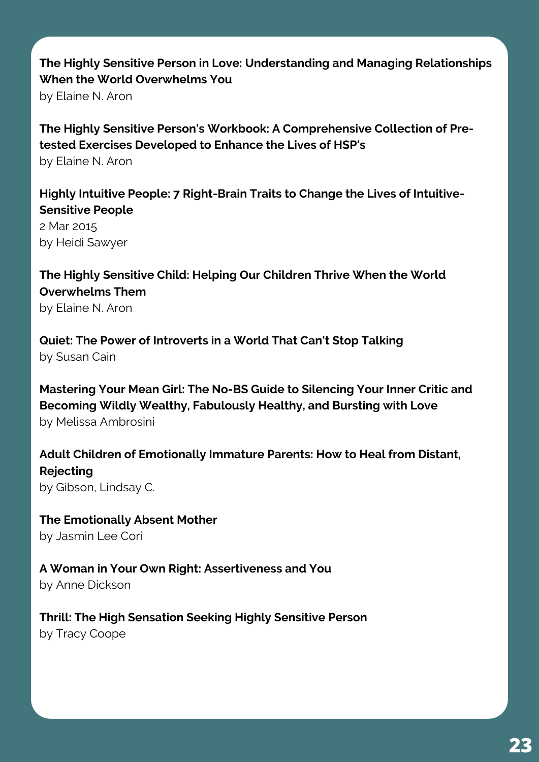**The Highly Sensitive Person in Love: Understanding and Managing Relationships When the World Overwhelms You**
by Elaine N. Aron

**The Highly Sensitive Person's Workbook: A Comprehensive Collection of Pre-tested Exercises Developed to Enhance the Lives of HSP's**
by Elaine N. Aron

**Highly Intuitive People: 7 Right-Brain Traits to Change the Lives of Intuitive-Sensitive People**
2 Mar 2015
by Heidi Sawyer

**The Highly Sensitive Child: Helping Our Children Thrive When the World Overwhelms Them**
by Elaine N. Aron

**Quiet: The Power of Introverts in a World That Can't Stop Talking**
by Susan Cain

**Mastering Your Mean Girl: The No-BS Guide to Silencing Your Inner Critic and Becoming Wildly Wealthy, Fabulously Healthy, and Bursting with Love**
by Melissa Ambrosini

**Adult Children of Emotionally Immature Parents: How to Heal from Distant, Rejecting**
by Gibson, Lindsay C.

**The Emotionally Absent Mother**
by Jasmin Lee Cori

**A Woman in Your Own Right: Assertiveness and You**
by Anne Dickson

**Thrill: The High Sensation Seeking Highly Sensitive Person**
by Tracy Coope